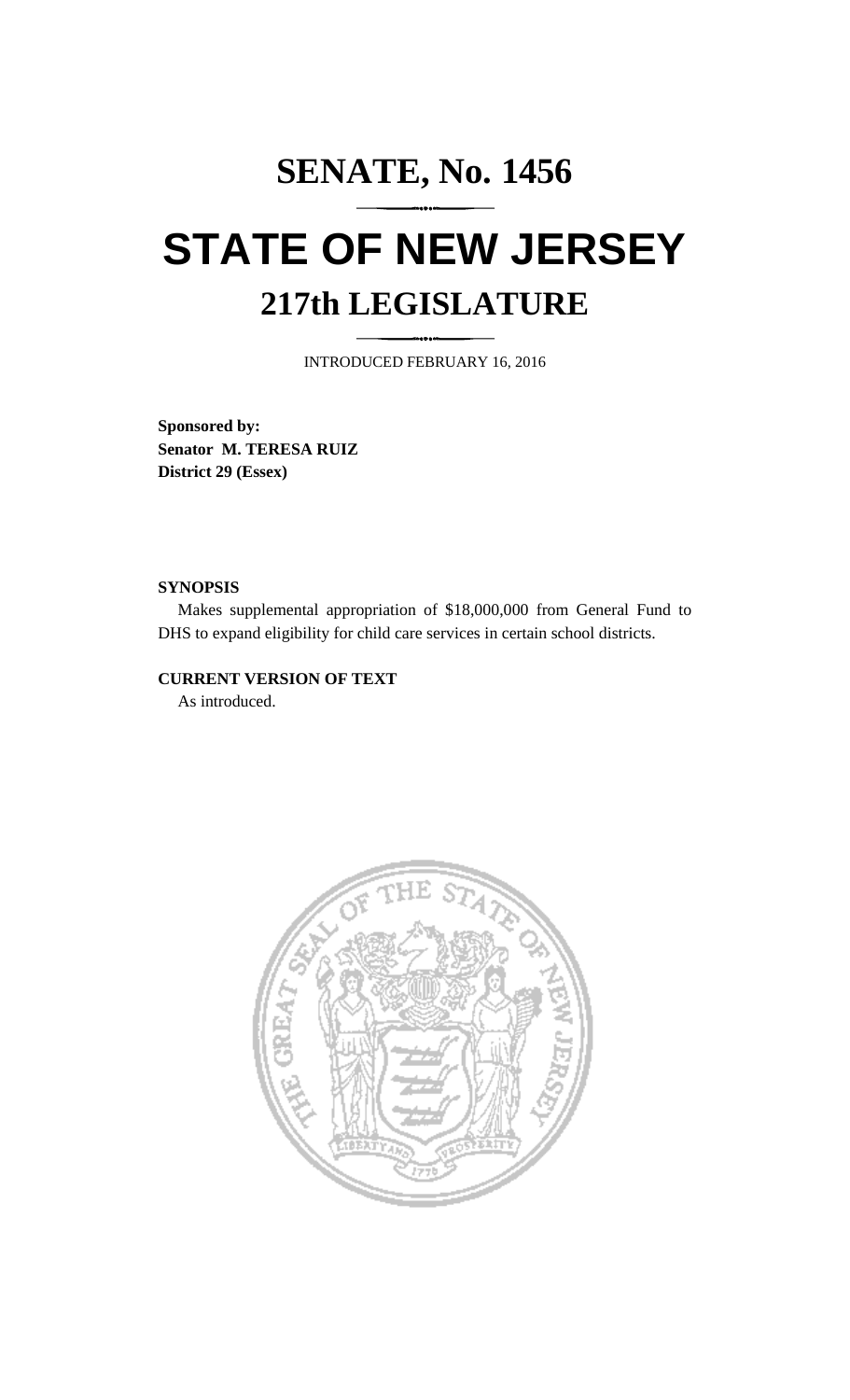# SENATE, No. 1456

# STATE OF NEW JERSEY

## 217th LEGISLATURE

INTRODUCED FEBRUARY 16, 2016

**Sponsored by:**
**Senator M. TERESA RUIZ**
**District 29 (Essex)**

**SYNOPSIS**

Makes supplemental appropriation of $18,000,000 from General Fund to DHS to expand eligibility for child care services in certain school districts.

**CURRENT VERSION OF TEXT**

As introduced.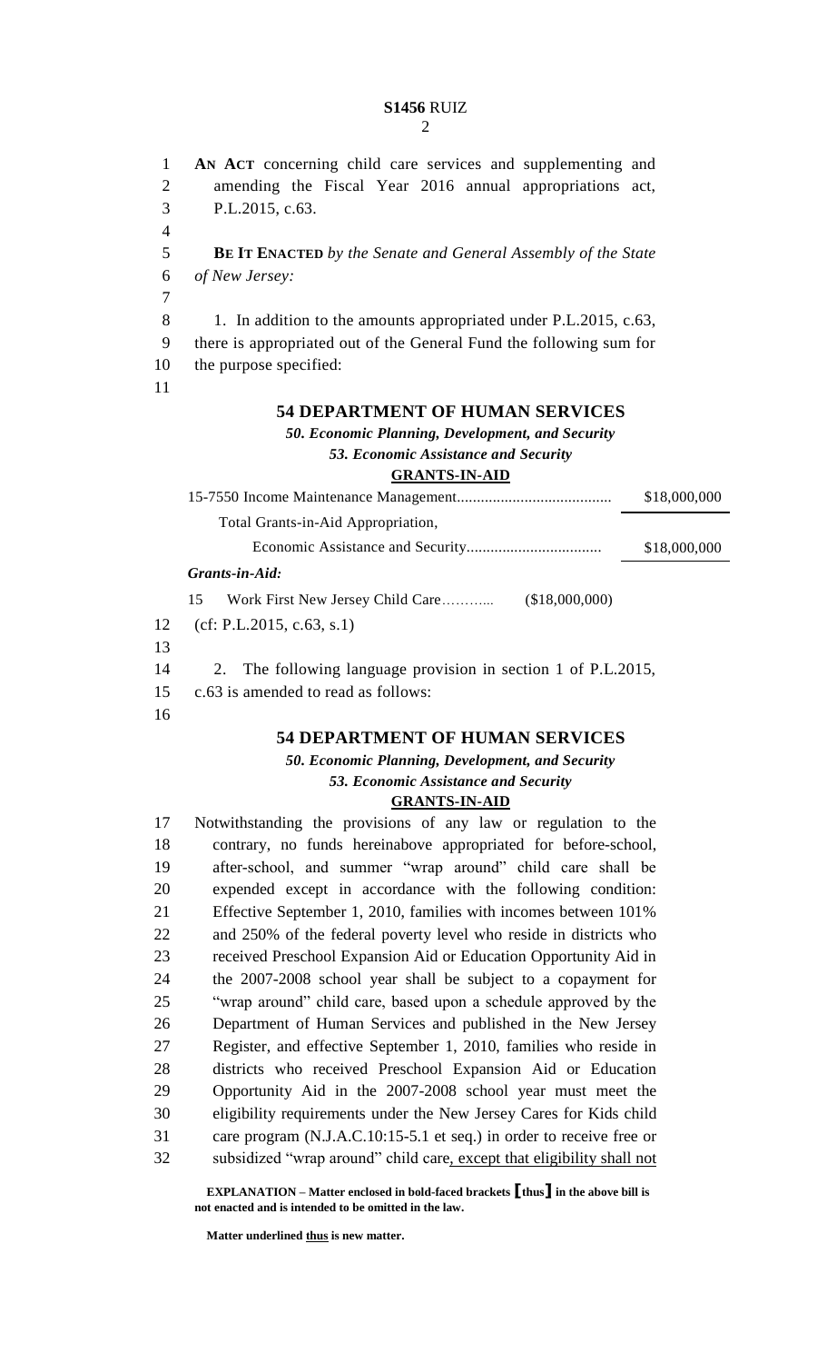**AN ACT** concerning child care services and supplementing and amending the Fiscal Year 2016 annual appropriations act, P.L.2015, c.63.

**BE IT ENACTED** *by the Senate and General Assembly of the State of New Jersey:*

1. In addition to the amounts appropriated under P.L.2015, c.63, there is appropriated out of the General Fund the following sum for the purpose specified:

### 54 DEPARTMENT OF HUMAN SERVICES

***50. Economic Planning, Development, and Security***

***53. Economic Assistance and Security***

**GRANTS-IN-AID**

| | |
|---|---|
| 15-7550 Income Maintenance Management....................................... | $18,000,000 |
| Total Grants-in-Aid Appropriation, Economic Assistance and Security................................ | $18,000,000 |

***Grants-in-Aid:***

15 Work First New Jersey Child Care……….. ($18,000,000)

(cf: P.L.2015, c.63, s.1)

2. The following language provision in section 1 of P.L.2015, c.63 is amended to read as follows:

### 54 DEPARTMENT OF HUMAN SERVICES

***50. Economic Planning, Development, and Security***

***53. Economic Assistance and Security***

**GRANTS-IN-AID**

Notwithstanding the provisions of any law or regulation to the contrary, no funds hereinabove appropriated for before-school, after-school, and summer "wrap around" child care shall be expended except in accordance with the following condition: Effective September 1, 2010, families with incomes between 101% and 250% of the federal poverty level who reside in districts who received Preschool Expansion Aid or Education Opportunity Aid in the 2007-2008 school year shall be subject to a copayment for "wrap around" child care, based upon a schedule approved by the Department of Human Services and published in the New Jersey Register, and effective September 1, 2010, families who reside in districts who received Preschool Expansion Aid or Education Opportunity Aid in the 2007-2008 school year must meet the eligibility requirements under the New Jersey Cares for Kids child care program (N.J.A.C.10:15-5.1 et seq.) in order to receive free or subsidized "wrap around" child care<u>, except that eligibility shall not</u>

**EXPLANATION – Matter enclosed in bold-faced brackets [thus] in the above bill is not enacted and is intended to be omitted in the law.**

**Matter underlined <u>thus</u> is new matter.**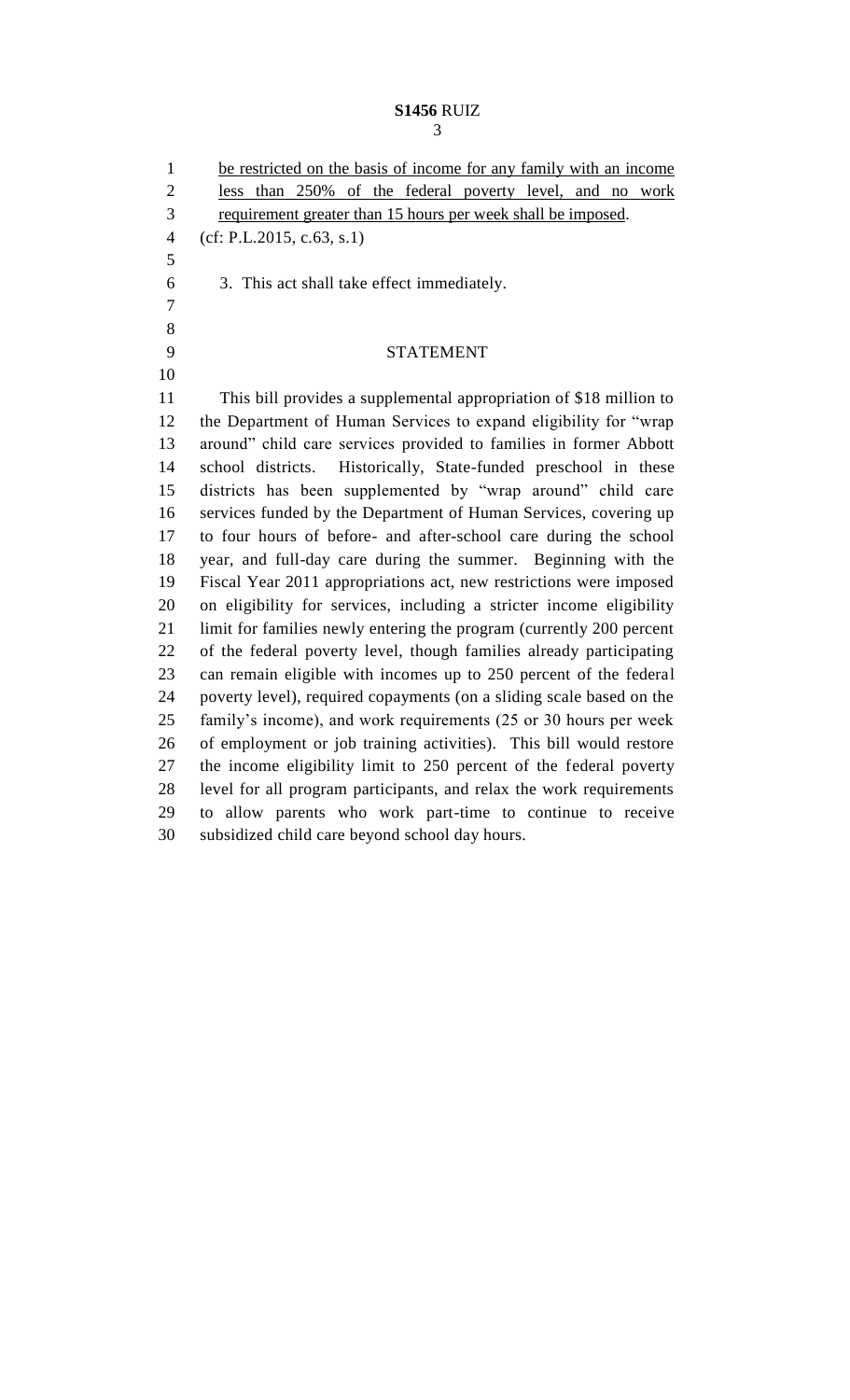be restricted on the basis of income for any family with an income less than 250% of the federal poverty level, and no work requirement greater than 15 hours per week shall be imposed.

(cf: P.L.2015, c.63, s.1)

3. This act shall take effect immediately.

## STATEMENT

This bill provides a supplemental appropriation of $18 million to the Department of Human Services to expand eligibility for "wrap around" child care services provided to families in former Abbott school districts. Historically, State-funded preschool in these districts has been supplemented by "wrap around" child care services funded by the Department of Human Services, covering up to four hours of before- and after-school care during the school year, and full-day care during the summer. Beginning with the Fiscal Year 2011 appropriations act, new restrictions were imposed on eligibility for services, including a stricter income eligibility limit for families newly entering the program (currently 200 percent of the federal poverty level, though families already participating can remain eligible with incomes up to 250 percent of the federal poverty level), required copayments (on a sliding scale based on the family's income), and work requirements (25 or 30 hours per week of employment or job training activities). This bill would restore the income eligibility limit to 250 percent of the federal poverty level for all program participants, and relax the work requirements to allow parents who work part-time to continue to receive subsidized child care beyond school day hours.